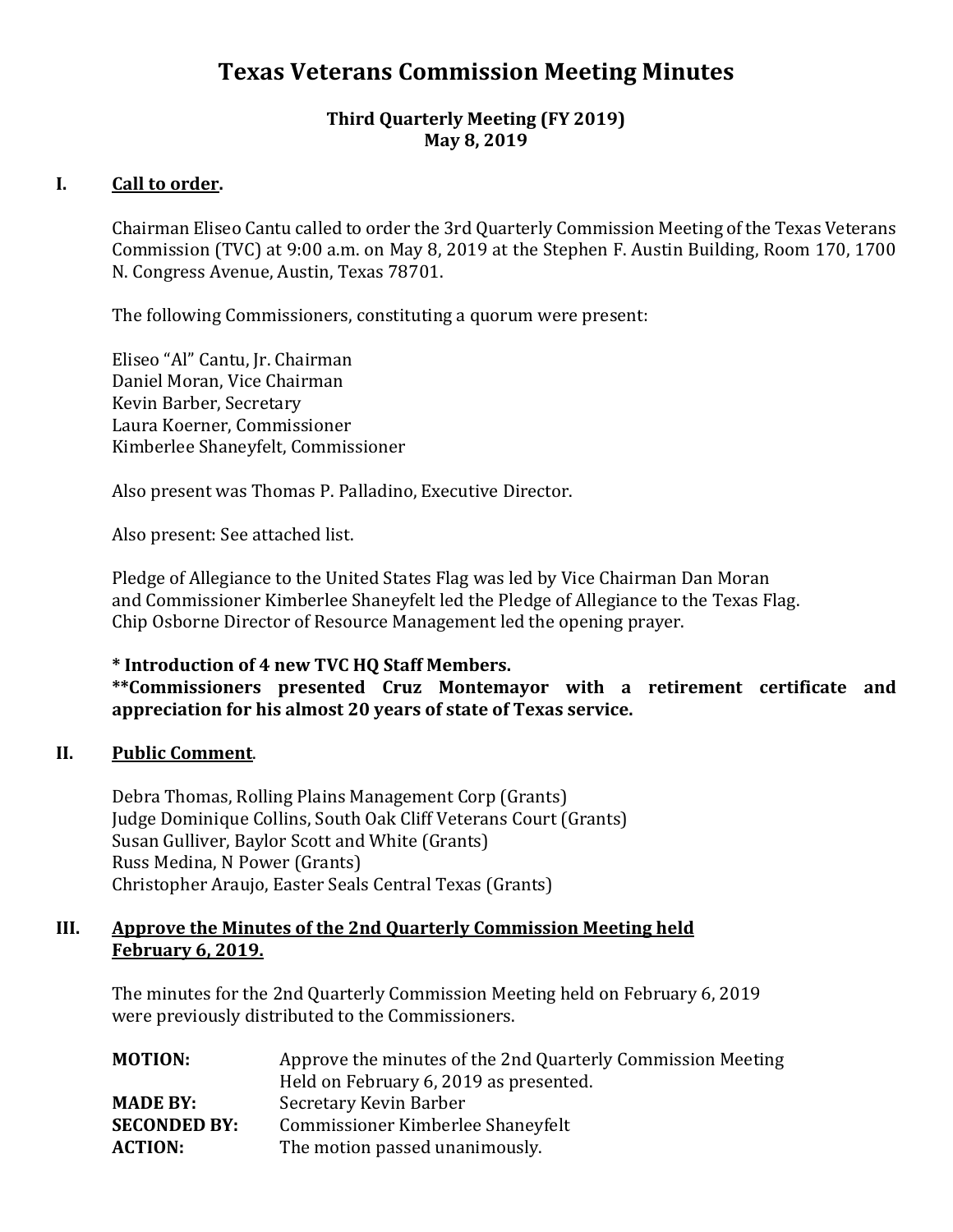# Texas Veterans Commission Meeting Minutes

**Third Quarterly Meeting (FY 2019)**
**May 8, 2019**

## I. Call to order.

Chairman Eliseo Cantu called to order the 3rd Quarterly Commission Meeting of the Texas Veterans Commission (TVC) at 9:00 a.m. on May 8, 2019 at the Stephen F. Austin Building, Room 170, 1700 N. Congress Avenue, Austin, Texas 78701.

The following Commissioners, constituting a quorum were present:

Eliseo "Al" Cantu, Jr. Chairman
Daniel Moran, Vice Chairman
Kevin Barber, Secretary
Laura Koerner, Commissioner
Kimberlee Shaneyfelt, Commissioner

Also present was Thomas P. Palladino, Executive Director.

Also present: See attached list.

Pledge of Allegiance to the United States Flag was led by Vice Chairman Dan Moran and Commissioner Kimberlee Shaneyfelt led the Pledge of Allegiance to the Texas Flag. Chip Osborne Director of Resource Management led the opening prayer.

**\* Introduction of 4 new TVC HQ Staff Members.**
**\*\*Commissioners presented Cruz Montemayor with a retirement certificate and appreciation for his almost 20 years of state of Texas service.**

## II. Public Comment.

Debra Thomas, Rolling Plains Management Corp (Grants)
Judge Dominique Collins, South Oak Cliff Veterans Court (Grants)
Susan Gulliver, Baylor Scott and White (Grants)
Russ Medina, N Power (Grants)
Christopher Araujo, Easter Seals Central Texas (Grants)

## III. Approve the Minutes of the 2nd Quarterly Commission Meeting held February 6, 2019.

The minutes for the 2nd Quarterly Commission Meeting held on February 6, 2019 were previously distributed to the Commissioners.

**MOTION:** Approve the minutes of the 2nd Quarterly Commission Meeting Held on February 6, 2019 as presented.
**MADE BY:** Secretary Kevin Barber
**SECONDED BY:** Commissioner Kimberlee Shaneyfelt
**ACTION:** The motion passed unanimously.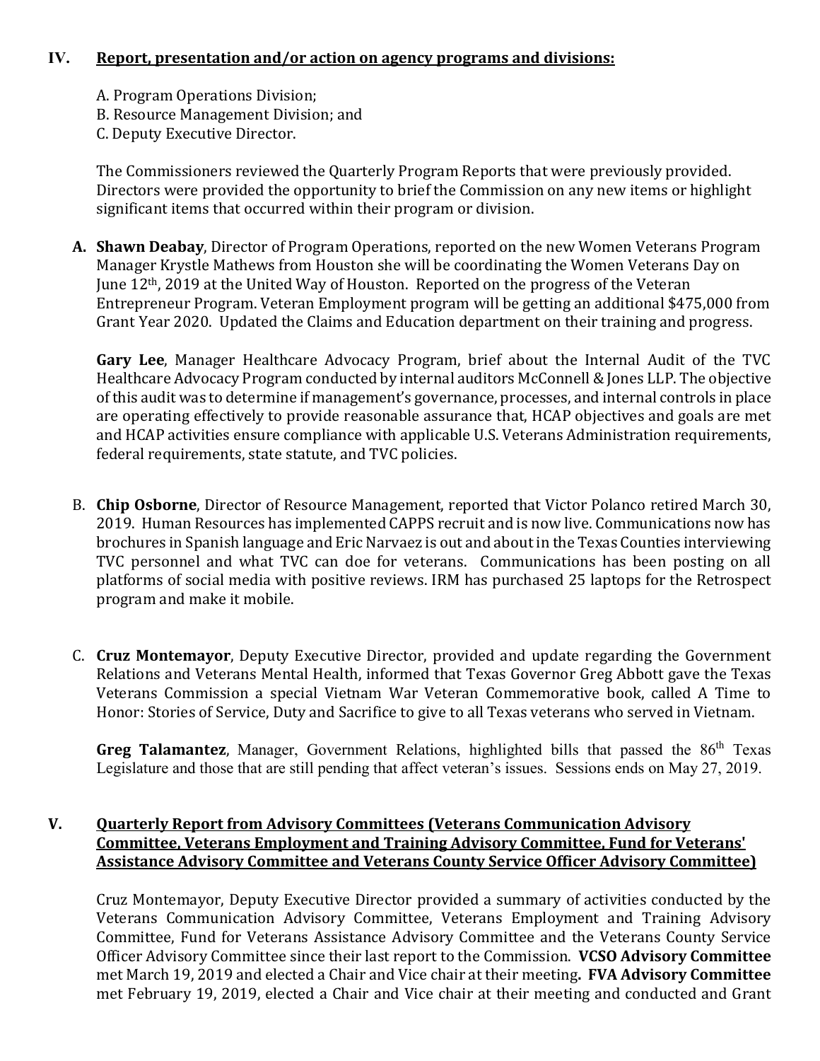## IV. Report, presentation and/or action on agency programs and divisions:

A. Program Operations Division;
B. Resource Management Division; and
C. Deputy Executive Director.

The Commissioners reviewed the Quarterly Program Reports that were previously provided. Directors were provided the opportunity to brief the Commission on any new items or highlight significant items that occurred within their program or division.

**A. Shawn Deabay**, Director of Program Operations, reported on the new Women Veterans Program Manager Krystle Mathews from Houston she will be coordinating the Women Veterans Day on June 12th, 2019 at the United Way of Houston. Reported on the progress of the Veteran Entrepreneur Program. Veteran Employment program will be getting an additional $475,000 from Grant Year 2020. Updated the Claims and Education department on their training and progress.

**Gary Lee**, Manager Healthcare Advocacy Program, brief about the Internal Audit of the TVC Healthcare Advocacy Program conducted by internal auditors McConnell & Jones LLP. The objective of this audit was to determine if management's governance, processes, and internal controls in place are operating effectively to provide reasonable assurance that, HCAP objectives and goals are met and HCAP activities ensure compliance with applicable U.S. Veterans Administration requirements, federal requirements, state statute, and TVC policies.

B. **Chip Osborne**, Director of Resource Management, reported that Victor Polanco retired March 30, 2019. Human Resources has implemented CAPPS recruit and is now live. Communications now has brochures in Spanish language and Eric Narvaez is out and about in the Texas Counties interviewing TVC personnel and what TVC can doe for veterans. Communications has been posting on all platforms of social media with positive reviews. IRM has purchased 25 laptops for the Retrospect program and make it mobile.

C. **Cruz Montemayor**, Deputy Executive Director, provided and update regarding the Government Relations and Veterans Mental Health, informed that Texas Governor Greg Abbott gave the Texas Veterans Commission a special Vietnam War Veteran Commemorative book, called A Time to Honor: Stories of Service, Duty and Sacrifice to give to all Texas veterans who served in Vietnam.

**Greg Talamantez**, Manager, Government Relations, highlighted bills that passed the 86th Texas Legislature and those that are still pending that affect veteran's issues. Sessions ends on May 27, 2019.

## V. Quarterly Report from Advisory Committees (Veterans Communication Advisory Committee, Veterans Employment and Training Advisory Committee, Fund for Veterans' Assistance Advisory Committee and Veterans County Service Officer Advisory Committee)

Cruz Montemayor, Deputy Executive Director provided a summary of activities conducted by the Veterans Communication Advisory Committee, Veterans Employment and Training Advisory Committee, Fund for Veterans Assistance Advisory Committee and the Veterans County Service Officer Advisory Committee since their last report to the Commission. **VCSO Advisory Committee** met March 19, 2019 and elected a Chair and Vice chair at their meeting**. FVA Advisory Committee** met February 19, 2019, elected a Chair and Vice chair at their meeting and conducted and Grant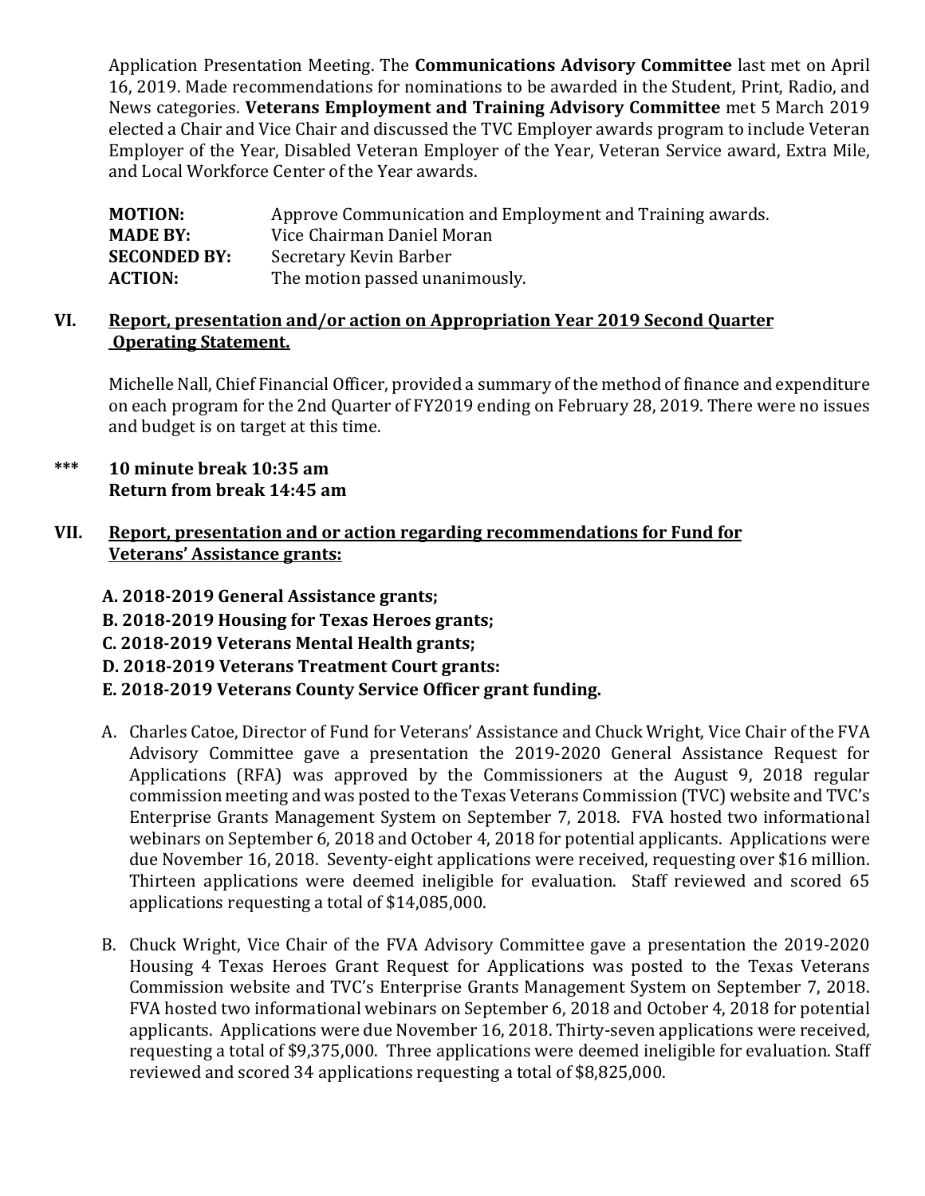Application Presentation Meeting. The **Communications Advisory Committee** last met on April 16, 2019. Made recommendations for nominations to be awarded in the Student, Print, Radio, and News categories. **Veterans Employment and Training Advisory Committee** met 5 March 2019 elected a Chair and Vice Chair and discussed the TVC Employer awards program to include Veteran Employer of the Year, Disabled Veteran Employer of the Year, Veteran Service award, Extra Mile, and Local Workforce Center of the Year awards.

**MOTION:** Approve Communication and Employment and Training awards.
**MADE BY:** Vice Chairman Daniel Moran
**SECONDED BY:** Secretary Kevin Barber
**ACTION:** The motion passed unanimously.

## VI. Report, presentation and/or action on Appropriation Year 2019 Second Quarter Operating Statement.

Michelle Nall, Chief Financial Officer, provided a summary of the method of finance and expenditure on each program for the 2nd Quarter of FY2019 ending on February 28, 2019. There were no issues and budget is on target at this time.

*** **10 minute break 10:35 am**
**Return from break 14:45 am**

## VII. Report, presentation and or action regarding recommendations for Fund for Veterans' Assistance grants:

**A. 2018-2019 General Assistance grants;**
**B. 2018-2019 Housing for Texas Heroes grants;**
**C. 2018-2019 Veterans Mental Health grants;**
**D. 2018-2019 Veterans Treatment Court grants:**
**E. 2018-2019 Veterans County Service Officer grant funding.**

A. Charles Catoe, Director of Fund for Veterans' Assistance and Chuck Wright, Vice Chair of the FVA Advisory Committee gave a presentation the 2019-2020 General Assistance Request for Applications (RFA) was approved by the Commissioners at the August 9, 2018 regular commission meeting and was posted to the Texas Veterans Commission (TVC) website and TVC's Enterprise Grants Management System on September 7, 2018. FVA hosted two informational webinars on September 6, 2018 and October 4, 2018 for potential applicants. Applications were due November 16, 2018. Seventy-eight applications were received, requesting over $16 million. Thirteen applications were deemed ineligible for evaluation. Staff reviewed and scored 65 applications requesting a total of $14,085,000.

B. Chuck Wright, Vice Chair of the FVA Advisory Committee gave a presentation the 2019-2020 Housing 4 Texas Heroes Grant Request for Applications was posted to the Texas Veterans Commission website and TVC's Enterprise Grants Management System on September 7, 2018. FVA hosted two informational webinars on September 6, 2018 and October 4, 2018 for potential applicants. Applications were due November 16, 2018. Thirty-seven applications were received, requesting a total of $9,375,000. Three applications were deemed ineligible for evaluation. Staff reviewed and scored 34 applications requesting a total of $8,825,000.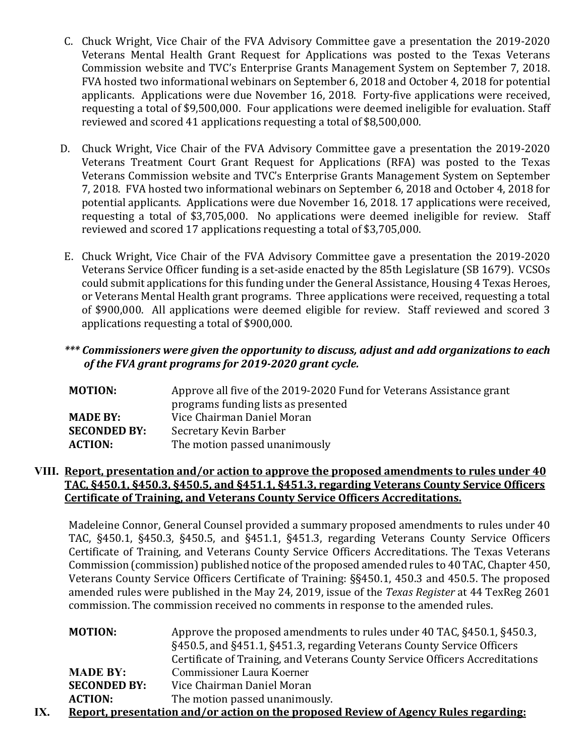C. Chuck Wright, Vice Chair of the FVA Advisory Committee gave a presentation the 2019-2020 Veterans Mental Health Grant Request for Applications was posted to the Texas Veterans Commission website and TVC's Enterprise Grants Management System on September 7, 2018. FVA hosted two informational webinars on September 6, 2018 and October 4, 2018 for potential applicants. Applications were due November 16, 2018. Forty-five applications were received, requesting a total of $9,500,000. Four applications were deemed ineligible for evaluation. Staff reviewed and scored 41 applications requesting a total of $8,500,000.

D. Chuck Wright, Vice Chair of the FVA Advisory Committee gave a presentation the 2019-2020 Veterans Treatment Court Grant Request for Applications (RFA) was posted to the Texas Veterans Commission website and TVC's Enterprise Grants Management System on September 7, 2018. FVA hosted two informational webinars on September 6, 2018 and October 4, 2018 for potential applicants. Applications were due November 16, 2018. 17 applications were received, requesting a total of $3,705,000. No applications were deemed ineligible for review. Staff reviewed and scored 17 applications requesting a total of $3,705,000.

E. Chuck Wright, Vice Chair of the FVA Advisory Committee gave a presentation the 2019-2020 Veterans Service Officer funding is a set-aside enacted by the 85th Legislature (SB 1679). VCSOs could submit applications for this funding under the General Assistance, Housing 4 Texas Heroes, or Veterans Mental Health grant programs. Three applications were received, requesting a total of $900,000. All applications were deemed eligible for review. Staff reviewed and scored 3 applications requesting a total of $900,000.

***\*\*\* Commissioners were given the opportunity to discuss, adjust and add organizations to each of the FVA grant programs for 2019-2020 grant cycle.***

| | |
|---|---|
| **MOTION:** | Approve all five of the 2019-2020 Fund for Veterans Assistance grant programs funding lists as presented |
| **MADE BY:** | Vice Chairman Daniel Moran |
| **SECONDED BY:** | Secretary Kevin Barber |
| **ACTION:** | The motion passed unanimously |

## VIII. Report, presentation and/or action to approve the proposed amendments to rules under 40 TAC, §450.1, §450.3, §450.5, and §451.1, §451.3, regarding Veterans County Service Officers Certificate of Training, and Veterans County Service Officers Accreditations.

Madeleine Connor, General Counsel provided a summary proposed amendments to rules under 40 TAC, §450.1, §450.3, §450.5, and §451.1, §451.3, regarding Veterans County Service Officers Certificate of Training, and Veterans County Service Officers Accreditations. The Texas Veterans Commission (commission) published notice of the proposed amended rules to 40 TAC, Chapter 450, Veterans County Service Officers Certificate of Training: §§450.1, 450.3 and 450.5. The proposed amended rules were published in the May 24, 2019, issue of the *Texas Register* at 44 TexReg 2601 commission. The commission received no comments in response to the amended rules.

| | |
|---|---|
| **MOTION:** | Approve the proposed amendments to rules under 40 TAC, §450.1, §450.3, §450.5, and §451.1, §451.3, regarding Veterans County Service Officers Certificate of Training, and Veterans County Service Officers Accreditations |
| **MADE BY:** | Commissioner Laura Koerner |
| **SECONDED BY:** | Vice Chairman Daniel Moran |
| **ACTION:** | The motion passed unanimously. |

## IX. Report, presentation and/or action on the proposed Review of Agency Rules regarding: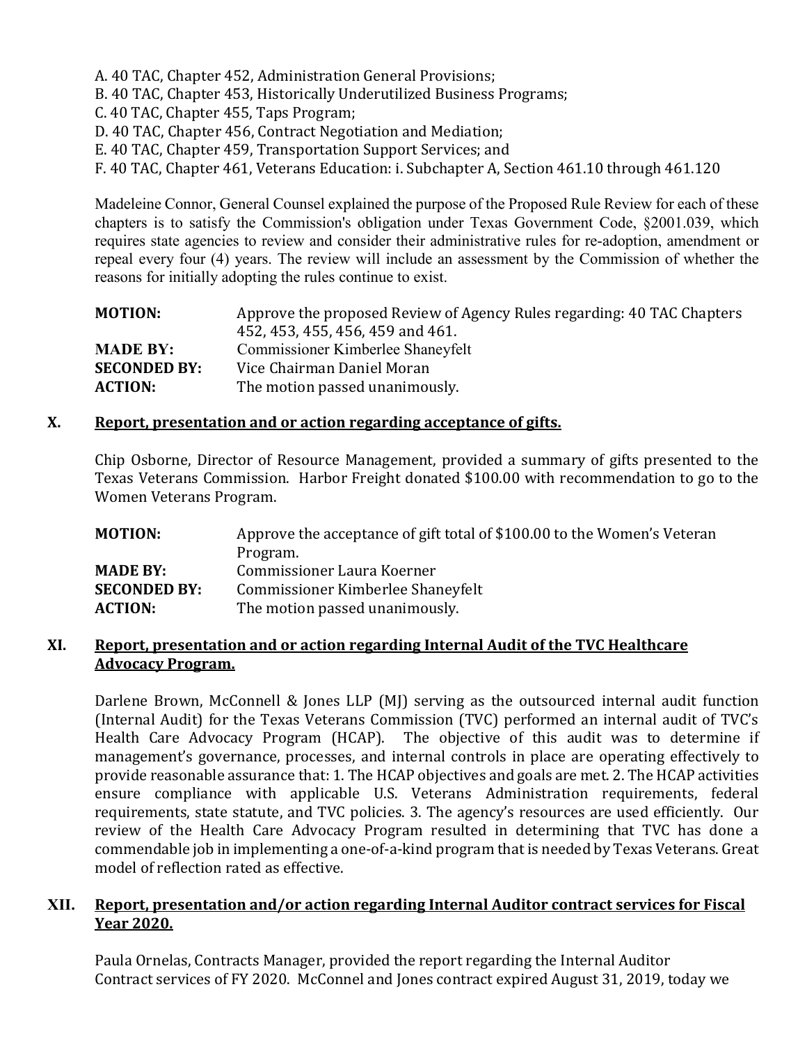A. 40 TAC, Chapter 452, Administration General Provisions;
B. 40 TAC, Chapter 453, Historically Underutilized Business Programs;
C. 40 TAC, Chapter 455, Taps Program;
D. 40 TAC, Chapter 456, Contract Negotiation and Mediation;
E. 40 TAC, Chapter 459, Transportation Support Services; and
F. 40 TAC, Chapter 461, Veterans Education: i. Subchapter A, Section 461.10 through 461.120

Madeleine Connor, General Counsel explained the purpose of the Proposed Rule Review for each of these chapters is to satisfy the Commission's obligation under Texas Government Code, §2001.039, which requires state agencies to review and consider their administrative rules for re-adoption, amendment or repeal every four (4) years. The review will include an assessment by the Commission of whether the reasons for initially adopting the rules continue to exist.

| | |
|---|---|
| **MOTION:** | Approve the proposed Review of Agency Rules regarding: 40 TAC Chapters 452, 453, 455, 456, 459 and 461. |
| **MADE BY:** | Commissioner Kimberlee Shaneyfelt |
| **SECONDED BY:** | Vice Chairman Daniel Moran |
| **ACTION:** | The motion passed unanimously. |

## X. Report, presentation and or action regarding acceptance of gifts.

Chip Osborne, Director of Resource Management, provided a summary of gifts presented to the Texas Veterans Commission. Harbor Freight donated $100.00 with recommendation to go to the Women Veterans Program.

| | |
|---|---|
| **MOTION:** | Approve the acceptance of gift total of $100.00 to the Women's Veteran Program. |
| **MADE BY:** | Commissioner Laura Koerner |
| **SECONDED BY:** | Commissioner Kimberlee Shaneyfelt |
| **ACTION:** | The motion passed unanimously. |

## XI. Report, presentation and or action regarding Internal Audit of the TVC Healthcare Advocacy Program.

Darlene Brown, McConnell & Jones LLP (MJ) serving as the outsourced internal audit function (Internal Audit) for the Texas Veterans Commission (TVC) performed an internal audit of TVC's Health Care Advocacy Program (HCAP). The objective of this audit was to determine if management's governance, processes, and internal controls in place are operating effectively to provide reasonable assurance that: 1. The HCAP objectives and goals are met. 2. The HCAP activities ensure compliance with applicable U.S. Veterans Administration requirements, federal requirements, state statute, and TVC policies. 3. The agency's resources are used efficiently. Our review of the Health Care Advocacy Program resulted in determining that TVC has done a commendable job in implementing a one-of-a-kind program that is needed by Texas Veterans. Great model of reflection rated as effective.

## XII. Report, presentation and/or action regarding Internal Auditor contract services for Fiscal Year 2020.

Paula Ornelas, Contracts Manager, provided the report regarding the Internal Auditor Contract services of FY 2020. McConnel and Jones contract expired August 31, 2019, today we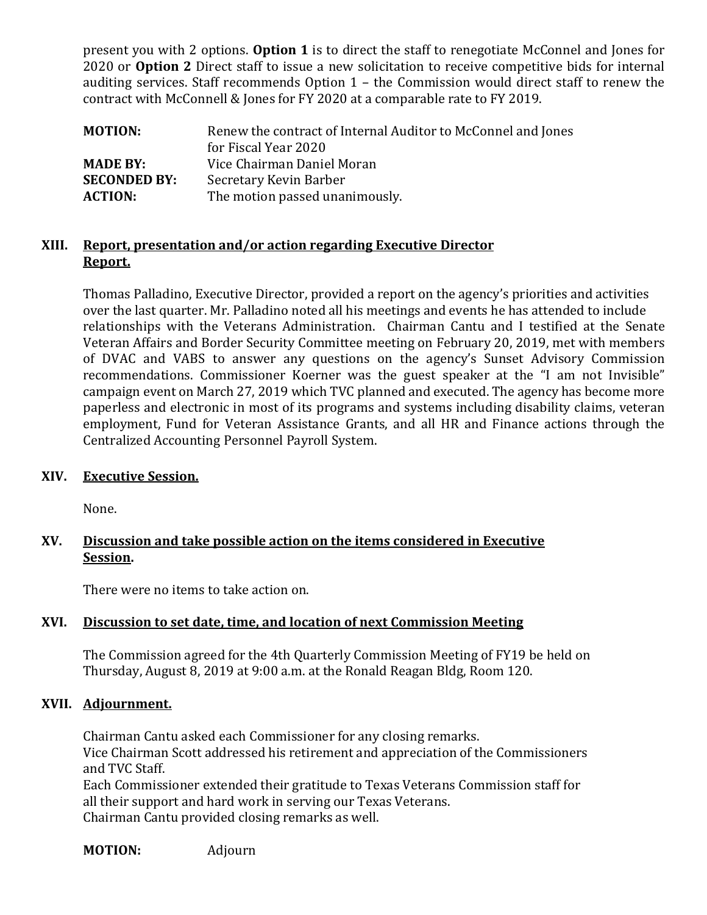present you with 2 options. **Option 1** is to direct the staff to renegotiate McConnel and Jones for 2020 or **Option 2** Direct staff to issue a new solicitation to receive competitive bids for internal auditing services. Staff recommends Option 1 – the Commission would direct staff to renew the contract with McConnell & Jones for FY 2020 at a comparable rate to FY 2019.

**MOTION:** Renew the contract of Internal Auditor to McConnel and Jones for Fiscal Year 2020
**MADE BY:** Vice Chairman Daniel Moran
**SECONDED BY:** Secretary Kevin Barber
**ACTION:** The motion passed unanimously.

## XIII. Report, presentation and/or action regarding Executive Director Report.

Thomas Palladino, Executive Director, provided a report on the agency's priorities and activities over the last quarter. Mr. Palladino noted all his meetings and events he has attended to include relationships with the Veterans Administration. Chairman Cantu and I testified at the Senate Veteran Affairs and Border Security Committee meeting on February 20, 2019, met with members of DVAC and VABS to answer any questions on the agency's Sunset Advisory Commission recommendations. Commissioner Koerner was the guest speaker at the "I am not Invisible" campaign event on March 27, 2019 which TVC planned and executed. The agency has become more paperless and electronic in most of its programs and systems including disability claims, veteran employment, Fund for Veteran Assistance Grants, and all HR and Finance actions through the Centralized Accounting Personnel Payroll System.

## XIV. Executive Session.

None.

## XV. Discussion and take possible action on the items considered in Executive Session.

There were no items to take action on.

## XVI. Discussion to set date, time, and location of next Commission Meeting

The Commission agreed for the 4th Quarterly Commission Meeting of FY19 be held on Thursday, August 8, 2019 at 9:00 a.m. at the Ronald Reagan Bldg, Room 120.

## XVII. Adjournment.

Chairman Cantu asked each Commissioner for any closing remarks.
Vice Chairman Scott addressed his retirement and appreciation of the Commissioners and TVC Staff.
Each Commissioner extended their gratitude to Texas Veterans Commission staff for all their support and hard work in serving our Texas Veterans.
Chairman Cantu provided closing remarks as well.

**MOTION:** Adjourn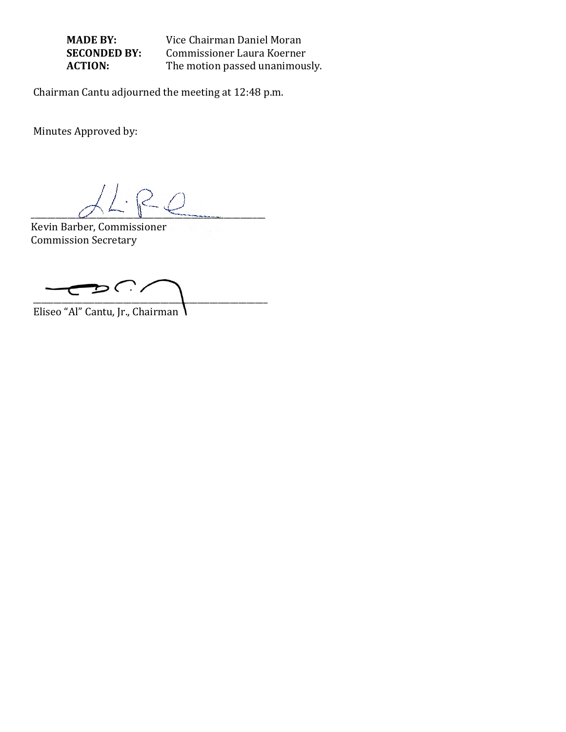**MADE BY:** Vice Chairman Daniel Moran
**SECONDED BY:** Commissioner Laura Koerner
**ACTION:** The motion passed unanimously.

Chairman Cantu adjourned the meeting at 12:48 p.m.

Minutes Approved by:

\_\_\_\_\_\_\_\_\_\_\_\_\_\_\_\_\_\_\_\_\_\_\_\_\_\_\_\_\_\_\_\_\_\_\_\_\_\_\_\_\_\_\_\_
Kevin Barber, Commissioner
Commission Secretary

\_\_\_\_\_\_\_\_\_\_\_\_\_\_\_\_\_\_\_\_\_\_\_\_\_\_\_\_\_\_\_\_\_\_\_\_\_\_\_\_\_\_\_\_
Eliseo "Al" Cantu, Jr., Chairman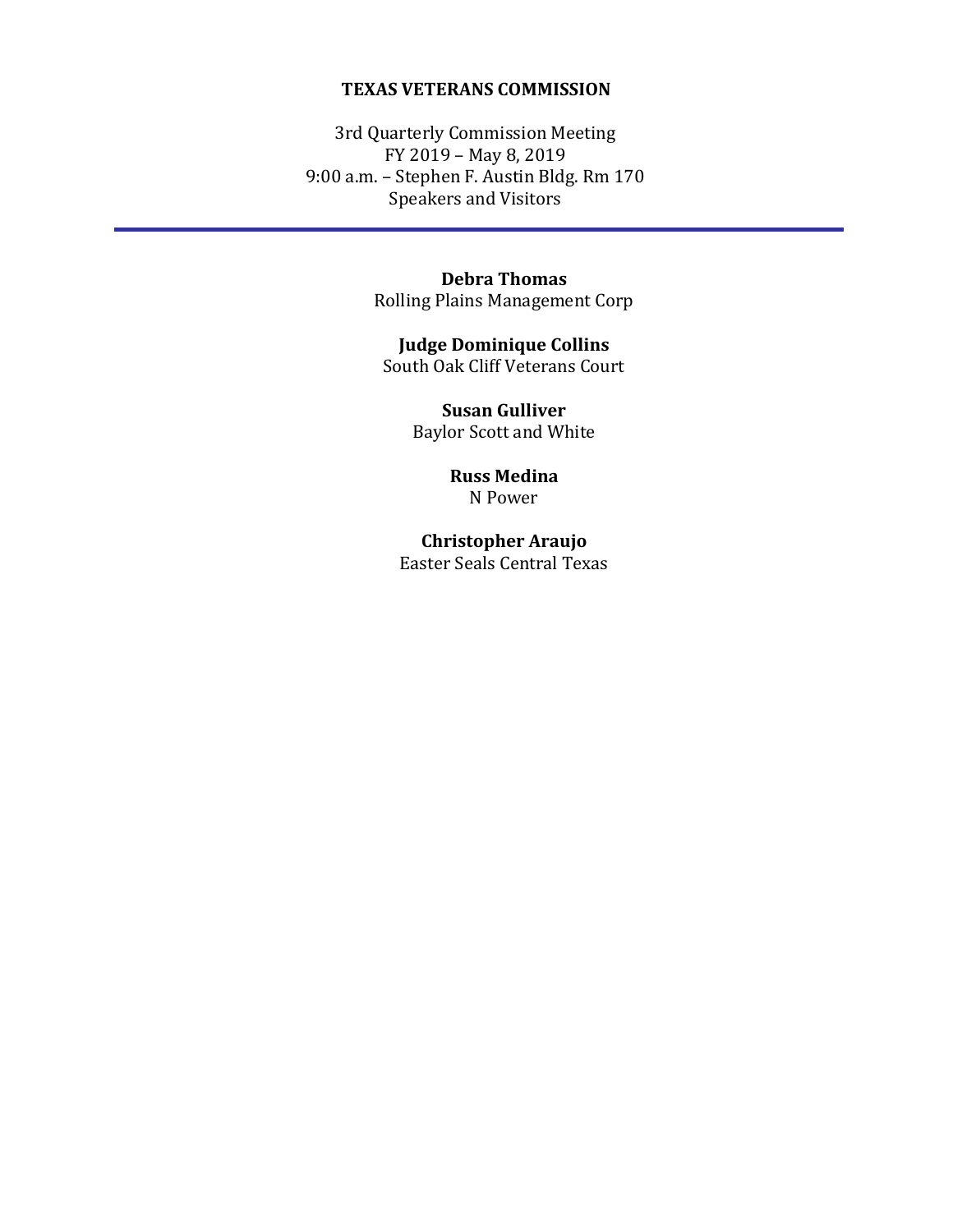**TEXAS VETERANS COMMISSION**

3rd Quarterly Commission Meeting
FY 2019 – May 8, 2019
9:00 a.m. – Stephen F. Austin Bldg. Rm 170
Speakers and Visitors

---

**Debra Thomas**
Rolling Plains Management Corp

**Judge Dominique Collins**
South Oak Cliff Veterans Court

**Susan Gulliver**
Baylor Scott and White

**Russ Medina**
N Power

**Christopher Araujo**
Easter Seals Central Texas